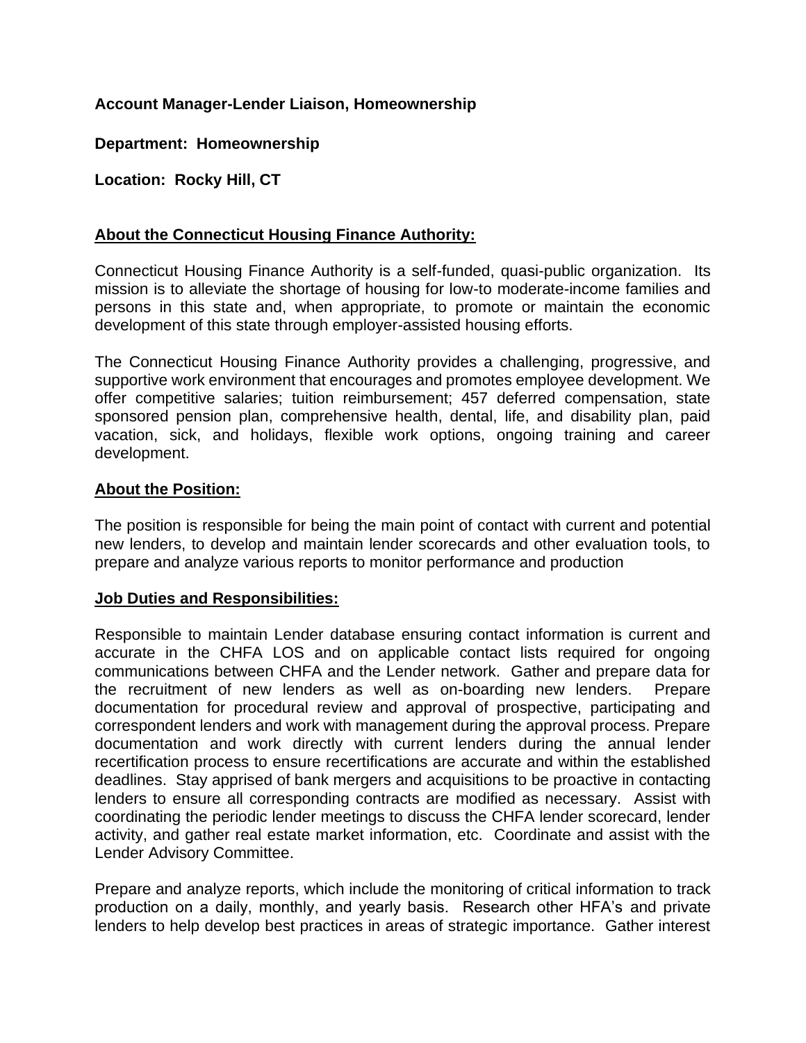**Account Manager-Lender Liaison, Homeownership**

**Department: Homeownership**

**Location: Rocky Hill, CT**

## About the Connecticut Housing Finance Authority:

Connecticut Housing Finance Authority is a self-funded, quasi-public organization. Its mission is to alleviate the shortage of housing for low-to moderate-income families and persons in this state and, when appropriate, to promote or maintain the economic development of this state through employer-assisted housing efforts.

The Connecticut Housing Finance Authority provides a challenging, progressive, and supportive work environment that encourages and promotes employee development. We offer competitive salaries; tuition reimbursement; 457 deferred compensation, state sponsored pension plan, comprehensive health, dental, life, and disability plan, paid vacation, sick, and holidays, flexible work options, ongoing training and career development.

## About the Position:

The position is responsible for being the main point of contact with current and potential new lenders, to develop and maintain lender scorecards and other evaluation tools, to prepare and analyze various reports to monitor performance and production

## Job Duties and Responsibilities:

Responsible to maintain Lender database ensuring contact information is current and accurate in the CHFA LOS and on applicable contact lists required for ongoing communications between CHFA and the Lender network. Gather and prepare data for the recruitment of new lenders as well as on-boarding new lenders. Prepare documentation for procedural review and approval of prospective, participating and correspondent lenders and work with management during the approval process. Prepare documentation and work directly with current lenders during the annual lender recertification process to ensure recertifications are accurate and within the established deadlines. Stay apprised of bank mergers and acquisitions to be proactive in contacting lenders to ensure all corresponding contracts are modified as necessary. Assist with coordinating the periodic lender meetings to discuss the CHFA lender scorecard, lender activity, and gather real estate market information, etc. Coordinate and assist with the Lender Advisory Committee.

Prepare and analyze reports, which include the monitoring of critical information to track production on a daily, monthly, and yearly basis. Research other HFA's and private lenders to help develop best practices in areas of strategic importance. Gather interest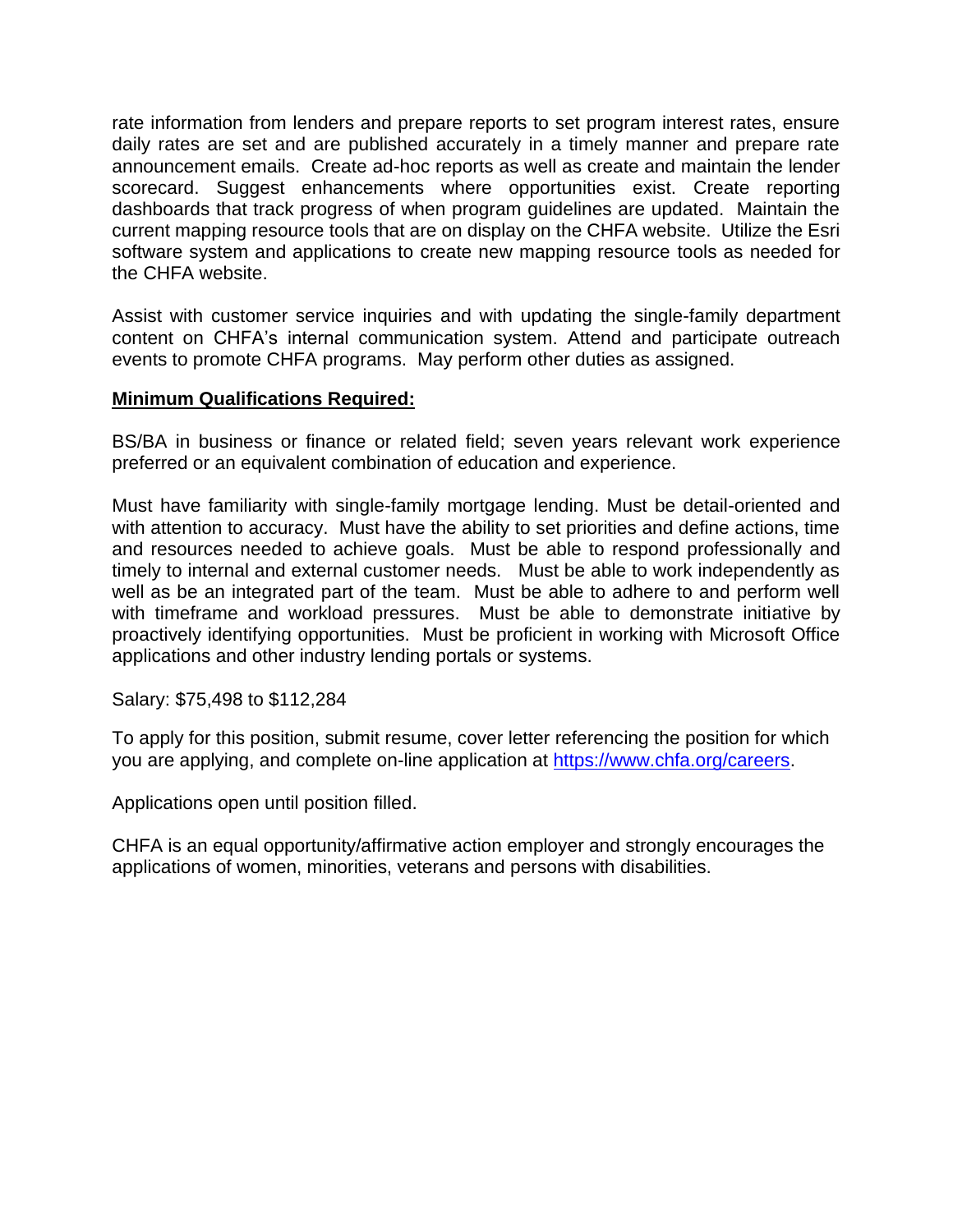rate information from lenders and prepare reports to set program interest rates, ensure daily rates are set and are published accurately in a timely manner and prepare rate announcement emails. Create ad-hoc reports as well as create and maintain the lender scorecard. Suggest enhancements where opportunities exist. Create reporting dashboards that track progress of when program guidelines are updated. Maintain the current mapping resource tools that are on display on the CHFA website. Utilize the Esri software system and applications to create new mapping resource tools as needed for the CHFA website.

Assist with customer service inquiries and with updating the single-family department content on CHFA's internal communication system. Attend and participate outreach events to promote CHFA programs. May perform other duties as assigned.

**Minimum Qualifications Required:**

BS/BA in business or finance or related field; seven years relevant work experience preferred or an equivalent combination of education and experience.

Must have familiarity with single-family mortgage lending. Must be detail-oriented and with attention to accuracy. Must have the ability to set priorities and define actions, time and resources needed to achieve goals. Must be able to respond professionally and timely to internal and external customer needs. Must be able to work independently as well as be an integrated part of the team. Must be able to adhere to and perform well with timeframe and workload pressures. Must be able to demonstrate initiative by proactively identifying opportunities. Must be proficient in working with Microsoft Office applications and other industry lending portals or systems.

Salary: $75,498 to $112,284

To apply for this position, submit resume, cover letter referencing the position for which you are applying, and complete on-line application at [https://www.chfa.org/careers](https://www.chfa.org/careers).

Applications open until position filled.

CHFA is an equal opportunity/affirmative action employer and strongly encourages the applications of women, minorities, veterans and persons with disabilities.